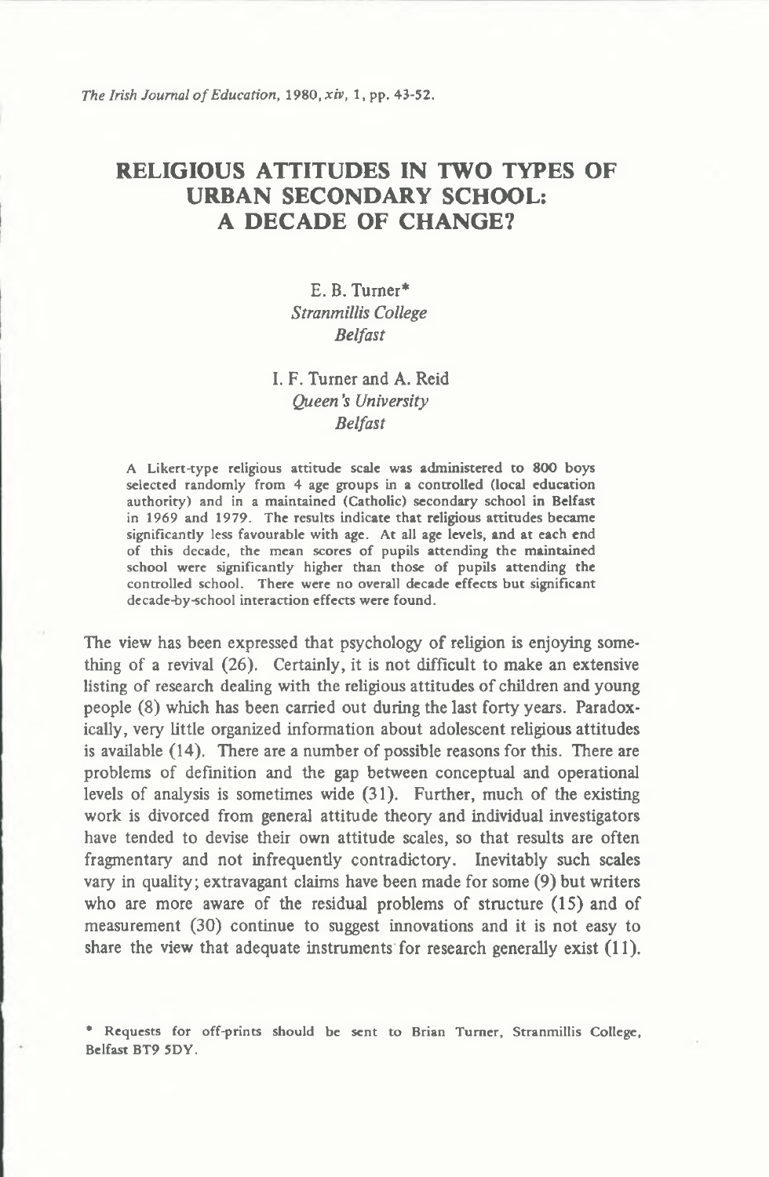# RELIGIOUS ATTITUDES IN TWO TYPES OF URBAN SECONDARY SCHOOL: A DECADE OF CHANGE?

E. B. Turner*
*Stranmillis College*
*Belfast*

I. F. Turner and A. Reid
*Queen's University*
*Belfast*

A Likert-type religious attitude scale was administered to 800 boys selected randomly from 4 age groups in a controlled (local education authority) and in a maintained (Catholic) secondary school in Belfast in 1969 and 1979. The results indicate that religious attitudes became significantly less favourable with age. At all age levels, and at each end of this decade, the mean scores of pupils attending the maintained school were significantly higher than those of pupils attending the controlled school. There were no overall decade effects but significant decade-by-school interaction effects were found.

The view has been expressed that psychology of religion is enjoying something of a revival (26). Certainly, it is not difficult to make an extensive listing of research dealing with the religious attitudes of children and young people (8) which has been carried out during the last forty years. Paradoxically, very little organized information about adolescent religious attitudes is available (14). There are a number of possible reasons for this. There are problems of definition and the gap between conceptual and operational levels of analysis is sometimes wide (31). Further, much of the existing work is divorced from general attitude theory and individual investigators have tended to devise their own attitude scales, so that results are often fragmentary and not infrequently contradictory. Inevitably such scales vary in quality; extravagant claims have been made for some (9) but writers who are more aware of the residual problems of structure (15) and of measurement (30) continue to suggest innovations and it is not easy to share the view that adequate instruments for research generally exist (11).

\* Requests for off-prints should be sent to Brian Turner, Stranmillis College, Belfast BT9 5DY.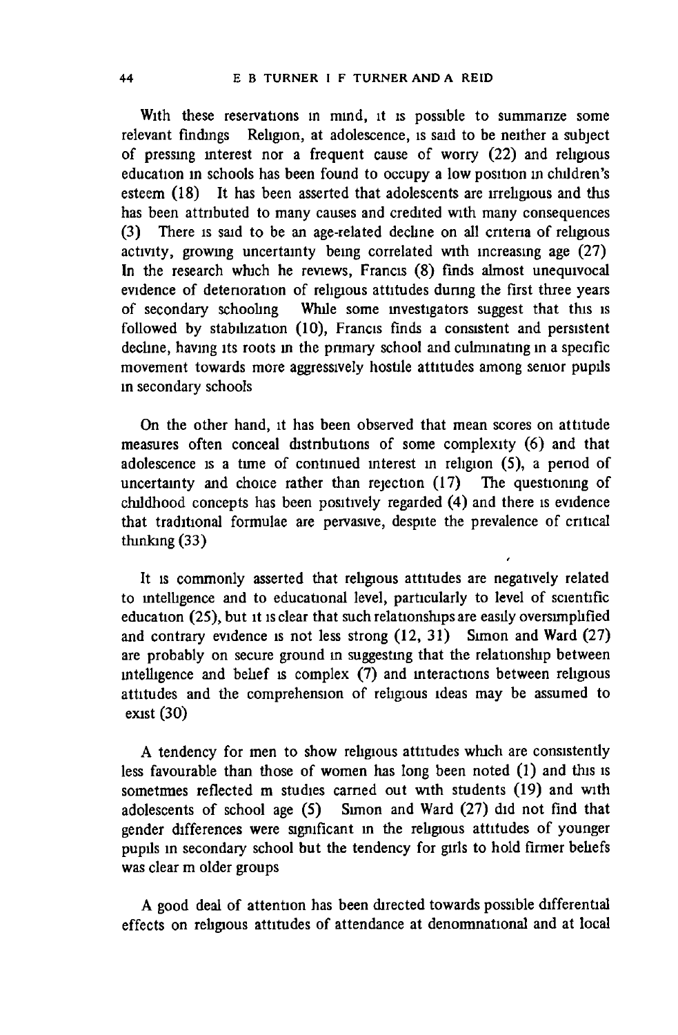With these reservations in mind, it is possible to summarize some relevant findings Religion, at adolescence, is said to be neither a subject of pressing interest nor a frequent cause of worry (22) and religious education in schools has been found to occupy a low position in children's esteem (18) It has been asserted that adolescents are irreligious and this has been attributed to many causes and credited with many consequences (3) There is said to be an age-related decline on all criteria of religious activity, growing uncertainty being correlated with increasing age (27) In the research which he reviews, Francis (8) finds almost unequivocal evidence of deterioration of religious attitudes during the first three years of secondary schooling While some investigators suggest that this is followed by stabilization (10), Francis finds a consistent and persistent decline, having its roots in the primary school and culminating in a specific movement towards more aggressively hostile attitudes among senior pupils in secondary schools

On the other hand, it has been observed that mean scores on attitude measures often conceal distributions of some complexity (6) and that adolescence is a time of continued interest in religion (5), a period of uncertainty and choice rather than rejection (17) The questioning of childhood concepts has been positively regarded (4) and there is evidence that traditional formulae are pervasive, despite the prevalence of critical thinking (33)

It is commonly asserted that religious attitudes are negatively related to intelligence and to educational level, particularly to level of scientific education (25), but it is clear that such relationships are easily oversimplified and contrary evidence is not less strong (12, 31) Simon and Ward (27) are probably on secure ground in suggesting that the relationship between intelligence and belief is complex (7) and interactions between religious attitudes and the comprehension of religious ideas may be assumed to exist (30)

A tendency for men to show religious attitudes which are consistently less favourable than those of women has long been noted (1) and this is sometimes reflected in studies carried out with students (19) and with adolescents of school age (5) Simon and Ward (27) did not find that gender differences were significant in the religious attitudes of younger pupils in secondary school but the tendency for girls to hold firmer beliefs was clear in older groups

A good deal of attention has been directed towards possible differential effects on religious attitudes of attendance at denominational and at local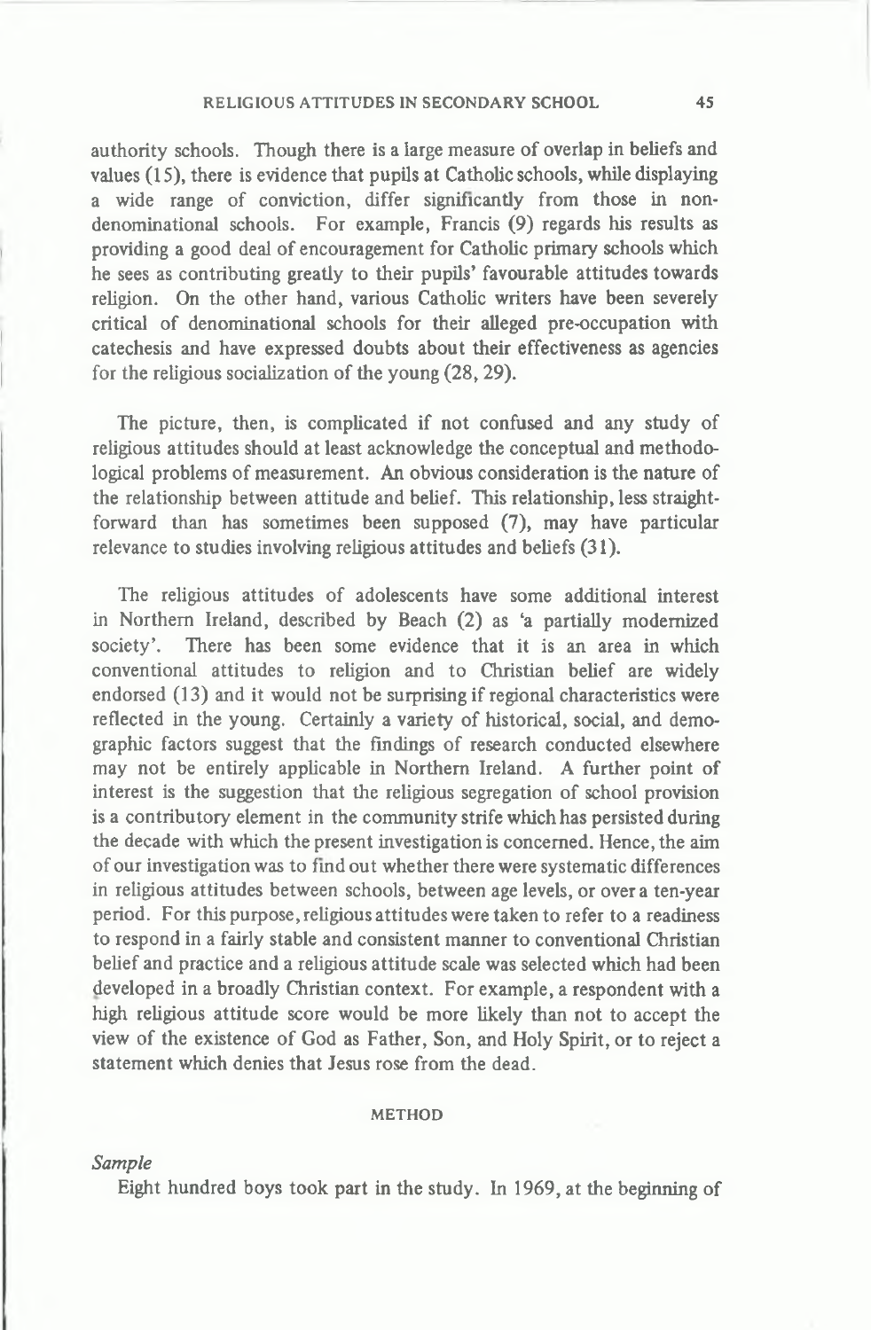authority schools. Though there is a large measure of overlap in beliefs and values (15), there is evidence that pupils at Catholic schools, while displaying a wide range of conviction, differ significantly from those in non-denominational schools. For example, Francis (9) regards his results as providing a good deal of encouragement for Catholic primary schools which he sees as contributing greatly to their pupils' favourable attitudes towards religion. On the other hand, various Catholic writers have been severely critical of denominational schools for their alleged pre-occupation with catechesis and have expressed doubts about their effectiveness as agencies for the religious socialization of the young (28, 29).

The picture, then, is complicated if not confused and any study of religious attitudes should at least acknowledge the conceptual and methodological problems of measurement. An obvious consideration is the nature of the relationship between attitude and belief. This relationship, less straightforward than has sometimes been supposed (7), may have particular relevance to studies involving religious attitudes and beliefs (31).

The religious attitudes of adolescents have some additional interest in Northern Ireland, described by Beach (2) as 'a partially modernized society'. There has been some evidence that it is an area in which conventional attitudes to religion and to Christian belief are widely endorsed (13) and it would not be surprising if regional characteristics were reflected in the young. Certainly a variety of historical, social, and demographic factors suggest that the findings of research conducted elsewhere may not be entirely applicable in Northern Ireland. A further point of interest is the suggestion that the religious segregation of school provision is a contributory element in the community strife which has persisted during the decade with which the present investigation is concerned. Hence, the aim of our investigation was to find out whether there were systematic differences in religious attitudes between schools, between age levels, or over a ten-year period. For this purpose, religious attitudes were taken to refer to a readiness to respond in a fairly stable and consistent manner to conventional Christian belief and practice and a religious attitude scale was selected which had been developed in a broadly Christian context. For example, a respondent with a high religious attitude score would be more likely than not to accept the view of the existence of God as Father, Son, and Holy Spirit, or to reject a statement which denies that Jesus rose from the dead.

## METHOD

### *Sample*

Eight hundred boys took part in the study. In 1969, at the beginning of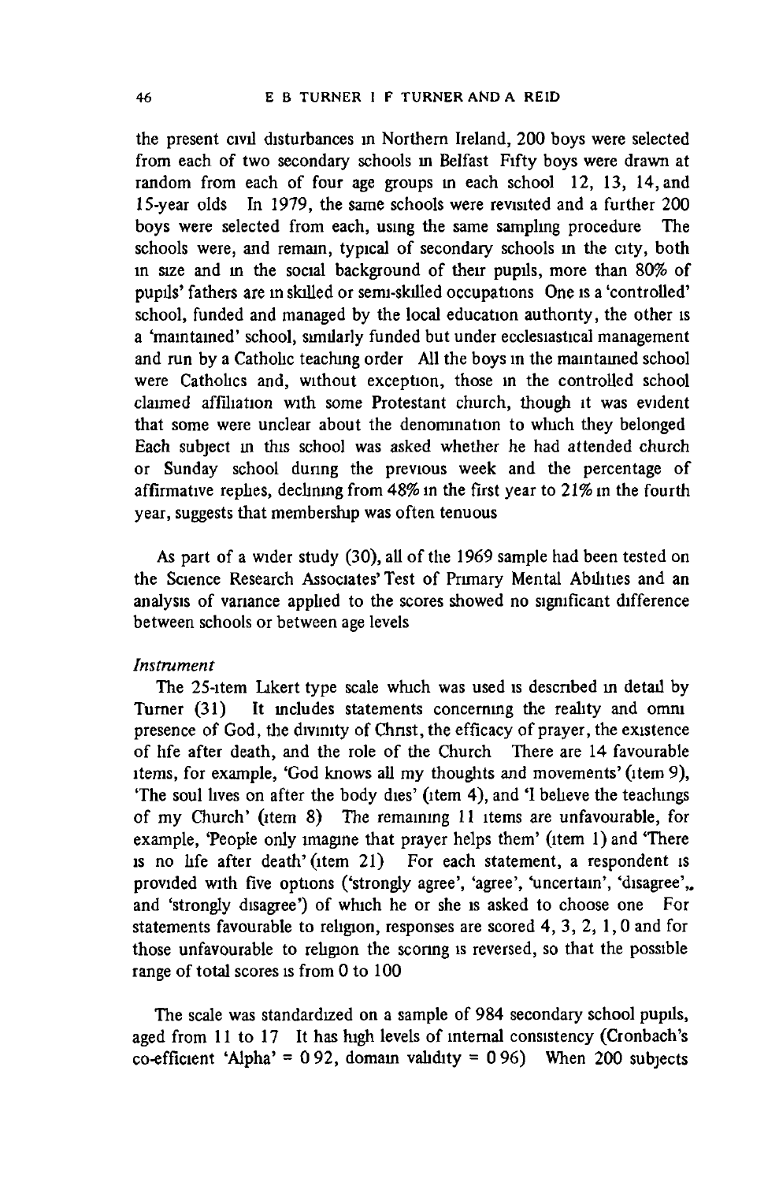the present civil disturbances in Northern Ireland, 200 boys were selected from each of two secondary schools in Belfast Fifty boys were drawn at random from each of four age groups in each school 12, 13, 14, and 15-year olds In 1979, the same schools were revisited and a further 200 boys were selected from each, using the same sampling procedure The schools were, and remain, typical of secondary schools in the city, both in size and in the social background of their pupils, more than 80% of pupils' fathers are in skilled or semi-skilled occupations One is a 'controlled' school, funded and managed by the local education authority, the other is a 'maintained' school, similarly funded but under ecclesiastical management and run by a Catholic teaching order All the boys in the maintained school were Catholics and, without exception, those in the controlled school claimed affiliation with some Protestant church, though it was evident that some were unclear about the denomination to which they belonged Each subject in this school was asked whether he had attended church or Sunday school during the previous week and the percentage of affirmative replies, declining from 48% in the first year to 21% in the fourth year, suggests that membership was often tenuous

As part of a wider study (30), all of the 1969 sample had been tested on the Science Research Associates' Test of Primary Mental Abilities and an analysis of variance applied to the scores showed no significant difference between schools or between age levels

*Instrument*

The 25-item Likert type scale which was used is described in detail by Turner (31) It includes statements concerning the reality and omni presence of God, the divinity of Christ, the efficacy of prayer, the existence of life after death, and the role of the Church There are 14 favourable items, for example, 'God knows all my thoughts and movements' (item 9), 'The soul lives on after the body dies' (item 4), and 'I believe the teachings of my Church' (item 8) The remaining 11 items are unfavourable, for example, 'People only imagine that prayer helps them' (item 1) and 'There is no life after death' (item 21) For each statement, a respondent is provided with five options ('strongly agree', 'agree', 'uncertain', 'disagree', and 'strongly disagree') of which he or she is asked to choose one For statements favourable to religion, responses are scored 4, 3, 2, 1, 0 and for those unfavourable to religion the scoring is reversed, so that the possible range of total scores is from 0 to 100

The scale was standardized on a sample of 984 secondary school pupils, aged from 11 to 17 It has high levels of internal consistency (Cronbach's co-efficient 'Alpha' = 0 92, domain validity = 0 96) When 200 subjects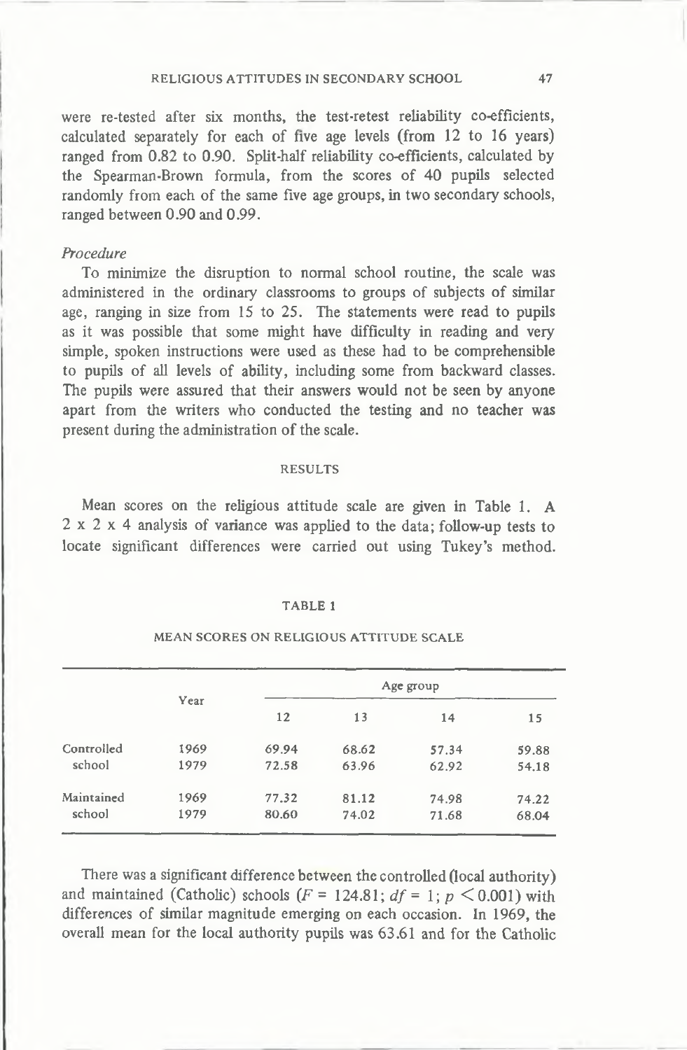were re-tested after six months, the test-retest reliability co-efficients, calculated separately for each of five age levels (from 12 to 16 years) ranged from 0.82 to 0.90. Split-half reliability co-efficients, calculated by the Spearman-Brown formula, from the scores of 40 pupils selected randomly from each of the same five age groups, in two secondary schools, ranged between 0.90 and 0.99.

*Procedure*

To minimize the disruption to normal school routine, the scale was administered in the ordinary classrooms to groups of subjects of similar age, ranging in size from 15 to 25. The statements were read to pupils as it was possible that some might have difficulty in reading and very simple, spoken instructions were used as these had to be comprehensible to pupils of all levels of ability, including some from backward classes. The pupils were assured that their answers would not be seen by anyone apart from the writers who conducted the testing and no teacher was present during the administration of the scale.

## RESULTS

Mean scores on the religious attitude scale are given in Table 1. A 2 x 2 x 4 analysis of variance was applied to the data; follow-up tests to locate significant differences were carried out using Tukey's method.

TABLE 1

MEAN SCORES ON RELIGIOUS ATTITUDE SCALE

| | Year | Age group | | | |
|---|---|---|---|---|---|
| | | 12 | 13 | 14 | 15 |
| Controlled school | 1969 | 69.94 | 68.62 | 57.34 | 59.88 |
| | 1979 | 72.58 | 63.96 | 62.92 | 54.18 |
| Maintained school | 1969 | 77.32 | 81.12 | 74.98 | 74.22 |
| | 1979 | 80.60 | 74.02 | 71.68 | 68.04 |

There was a significant difference between the controlled (local authority) and maintained (Catholic) schools ($F = 124.81$; $df = 1$; $p < 0.001$) with differences of similar magnitude emerging on each occasion. In 1969, the overall mean for the local authority pupils was 63.61 and for the Catholic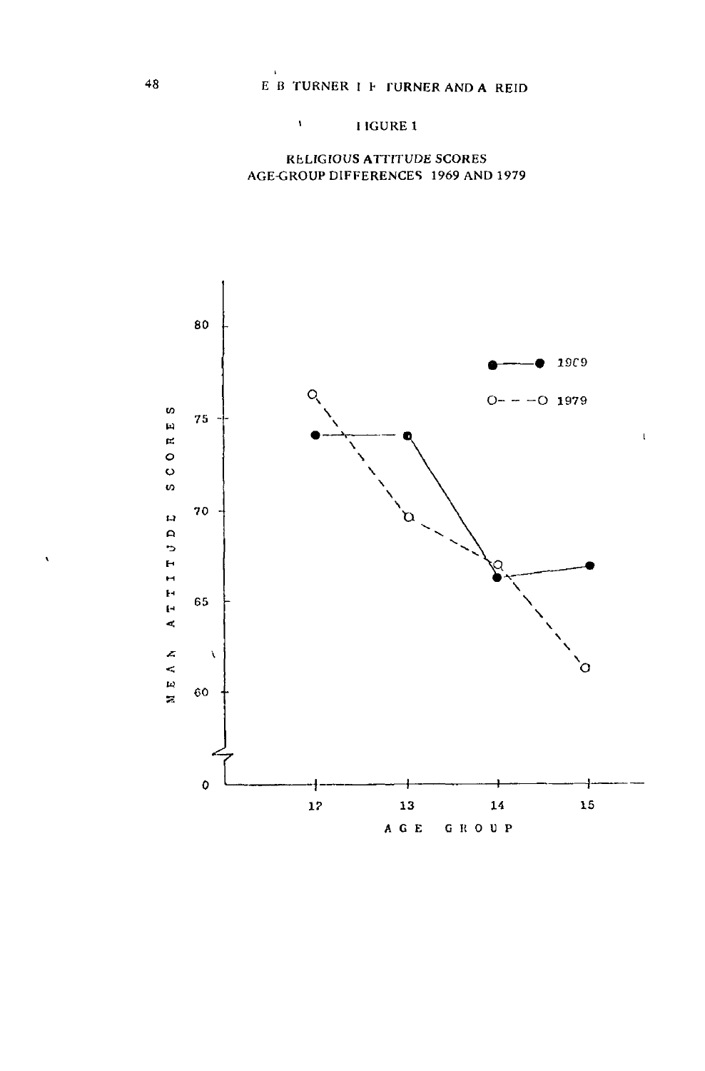FIGURE 1

RELIGIOUS ATTITUDE SCORES
AGE-GROUP DIFFERENCES 1969 AND 1979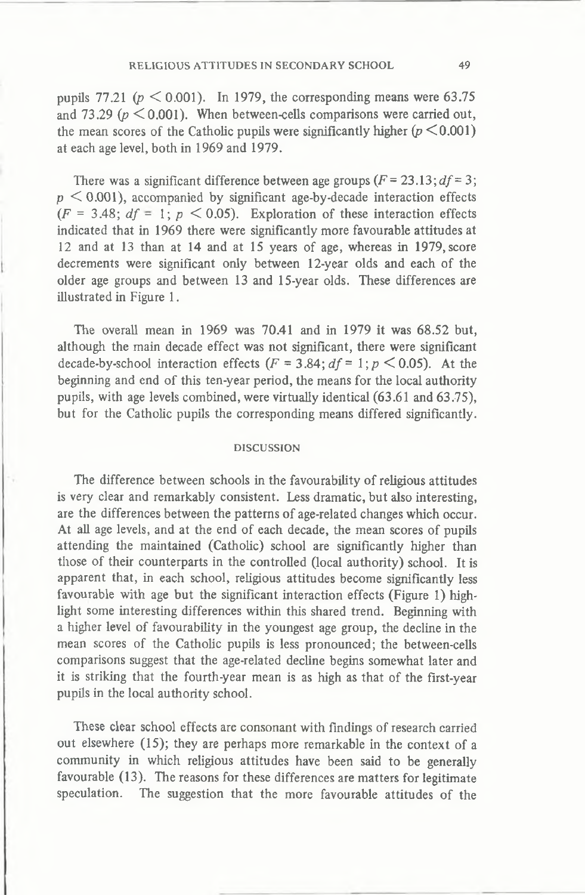pupils 77.21 ($p < 0.001$). In 1979, the corresponding means were 63.75 and 73.29 ($p < 0.001$). When between-cells comparisons were carried out, the mean scores of the Catholic pupils were significantly higher ($p < 0.001$) at each age level, both in 1969 and 1979.

There was a significant difference between age groups ($F = 23.13$; $df = 3$; $p < 0.001$), accompanied by significant age-by-decade interaction effects ($F = 3.48$; $df = 1$; $p < 0.05$). Exploration of these interaction effects indicated that in 1969 there were significantly more favourable attitudes at 12 and at 13 than at 14 and at 15 years of age, whereas in 1979, score decrements were significant only between 12-year olds and each of the older age groups and between 13 and 15-year olds. These differences are illustrated in Figure 1.

The overall mean in 1969 was 70.41 and in 1979 it was 68.52 but, although the main decade effect was not significant, there were significant decade-by-school interaction effects ($F = 3.84$; $df = 1$; $p < 0.05$). At the beginning and end of this ten-year period, the means for the local authority pupils, with age levels combined, were virtually identical (63.61 and 63.75), but for the Catholic pupils the corresponding means differed significantly.

## DISCUSSION

The difference between schools in the favourability of religious attitudes is very clear and remarkably consistent. Less dramatic, but also interesting, are the differences between the patterns of age-related changes which occur. At all age levels, and at the end of each decade, the mean scores of pupils attending the maintained (Catholic) school are significantly higher than those of their counterparts in the controlled (local authority) school. It is apparent that, in each school, religious attitudes become significantly less favourable with age but the significant interaction effects (Figure 1) highlight some interesting differences within this shared trend. Beginning with a higher level of favourability in the youngest age group, the decline in the mean scores of the Catholic pupils is less pronounced; the between-cells comparisons suggest that the age-related decline begins somewhat later and it is striking that the fourth-year mean is as high as that of the first-year pupils in the local authority school.

These clear school effects are consonant with findings of research carried out elsewhere (15); they are perhaps more remarkable in the context of a community in which religious attitudes have been said to be generally favourable (13). The reasons for these differences are matters for legitimate speculation. The suggestion that the more favourable attitudes of the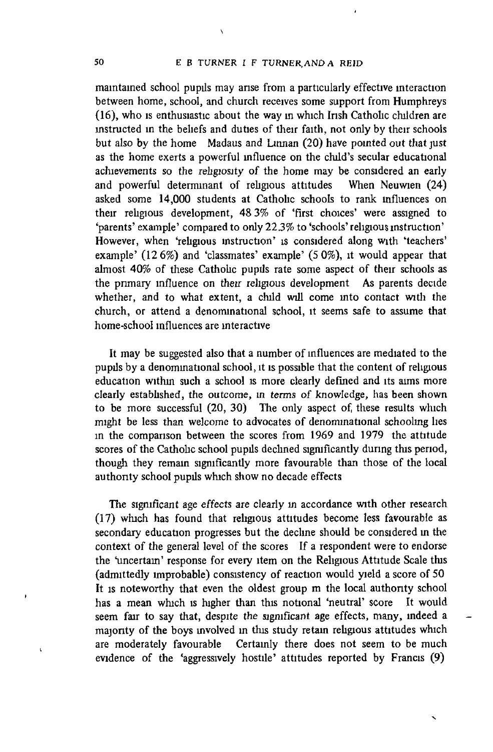maintained school pupils may arise from a particularly effective interaction between home, school, and church receives some support from Humphreys (16), who is enthusiastic about the way in which Irish Catholic children are instructed in the beliefs and duties of their faith, not only by their schools but also by the home Madaus and Linnan (20) have pointed out that just as the home exerts a powerful influence on the child's secular educational achievements so the religiosity of the home may be considered an early and powerful determinant of religious attitudes When Neuwien (24) asked some 14,000 students at Catholic schools to rank influences on their religious development, 48 3% of 'first choices' were assigned to 'parents' example' compared to only 22.3% to 'schools' religious instruction' However, when 'religious instruction' is considered along with 'teachers' example' (12 6%) and 'classmates' example' (5 0%), it would appear that almost 40% of these Catholic pupils rate some aspect of their schools as the primary influence on *their* religious development As parents decide whether, and to what extent, a child will come into contact with the church, or attend a denominational school, it seems safe to assume that home-school influences are interactive

It may be suggested also that a number of influences are mediated to the pupils by a denominational school, it is possible that the content of religious education within such a school is more clearly defined and its aims more clearly established, the outcome, *in terms* of knowledge, has been shown to be more successful (20, 30) The only aspect of these results which might be less than welcome to advocates of denominational schooling lies in the comparison between the scores from 1969 and 1979 the attitude scores of the Catholic school pupils declined significantly during this period, though they remain significantly more favourable than those of the local authority school pupils which show no decade effects

The significant age effects are clearly in accordance with other research (17) which has found that religious attitudes become less favourable as secondary education progresses but the decline should be considered in the context of the general level of the scores If a respondent were to endorse the 'uncertain' response for every item on the Religious Attitude Scale this (admittedly improbable) consistency of reaction would yield a score of 50 It is noteworthy that even the oldest group in the local authority school has a mean which is higher than this notional 'neutral' score It would seem fair to say that, despite the significant age effects, many, indeed a majority of the boys involved in this study retain religious attitudes which are moderately favourable Certainly there does not seem to be much evidence of the 'aggressively hostile' attitudes reported by Francis (9)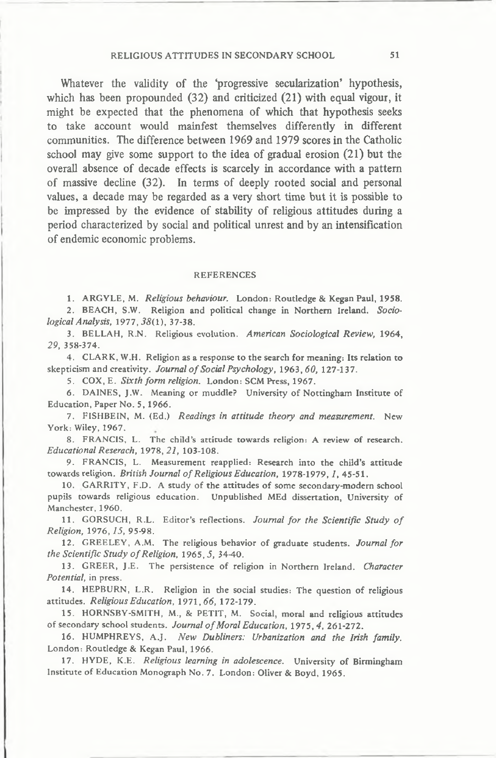Whatever the validity of the 'progressive secularization' hypothesis, which has been propounded (32) and criticized (21) with equal vigour, it might be expected that the phenomena of which that hypothesis seeks to take account would mainfest themselves differently in different communities. The difference between 1969 and 1979 scores in the Catholic school may give some support to the idea of gradual erosion (21) but the overall absence of decade effects is scarcely in accordance with a pattern of massive decline (32). In terms of deeply rooted social and personal values, a decade may be regarded as a very short time but it is possible to be impressed by the evidence of stability of religious attitudes during a period characterized by social and political unrest and by an intensification of endemic economic problems.

## REFERENCES

1. ARGYLE, M. *Religious behaviour.* London: Routledge & Kegan Paul, 1958.
2. BEACH, S.W. Religion and political change in Northern Ireland. *Sociological Analysis,* 1977, *38*(1), 37-38.
3. BELLAH, R.N. Religious evolution. *American Sociological Review,* 1964, *29,* 358-374.
4. CLARK, W.H. Religion as a response to the search for meaning: Its relation to skepticism and creativity. *Journal of Social Psychology,* 1963, *60,* 127-137.
5. COX, E. *Sixth form religion.* London: SCM Press, 1967.
6. DAINES, J.W. Meaning or muddle? University of Nottingham Institute of Education, Paper No. 5, 1966.
7. FISHBEIN, M. (Ed.) *Readings in attitude theory and measurement.* New York: Wiley, 1967.
8. FRANCIS, L. The child's attitude towards religion: A review of research. *Educational Reserach,* 1978, *21,* 103-108.
9. FRANCIS, L. Measurement reapplied: Research into the child's attitude towards religion. *British Journal of Religious Education,* 1978-1979, *1,* 45-51.
10. GARRITY, F.D. A study of the attitudes of some secondary-modern school pupils towards religious education. Unpublished MEd dissertation, University of Manchester, 1960.
11. GORSUCH, R.L. Editor's reflections. *Journal for the Scientific Study of Religion,* 1976, *15,* 95-98.
12. GREELEY, A.M. The religious behavior of graduate students. *Journal for the Scientific Study of Religion,* 1965, *5,* 34-40.
13. GREER, J.E. The persistence of religion in Northern Ireland. *Character Potential,* in press.
14. HEPBURN, L.R. Religion in the social studies: The question of religious attitudes. *Religious Education,* 1971, *66,* 172-179.
15. HORNSBY-SMITH, M., & PETIT, M. Social, moral and religious attitudes of secondary school students. *Journal of Moral Education,* 1975, *4,* 261-272.
16. HUMPHREYS, A.J. *New Dubliners: Urbanization and the Irish family.* London: Routledge & Kegan Paul, 1966.
17. HYDE, K.E. *Religious learning in adolescence.* University of Birmingham Institute of Education Monograph No. 7. London: Oliver & Boyd, 1965.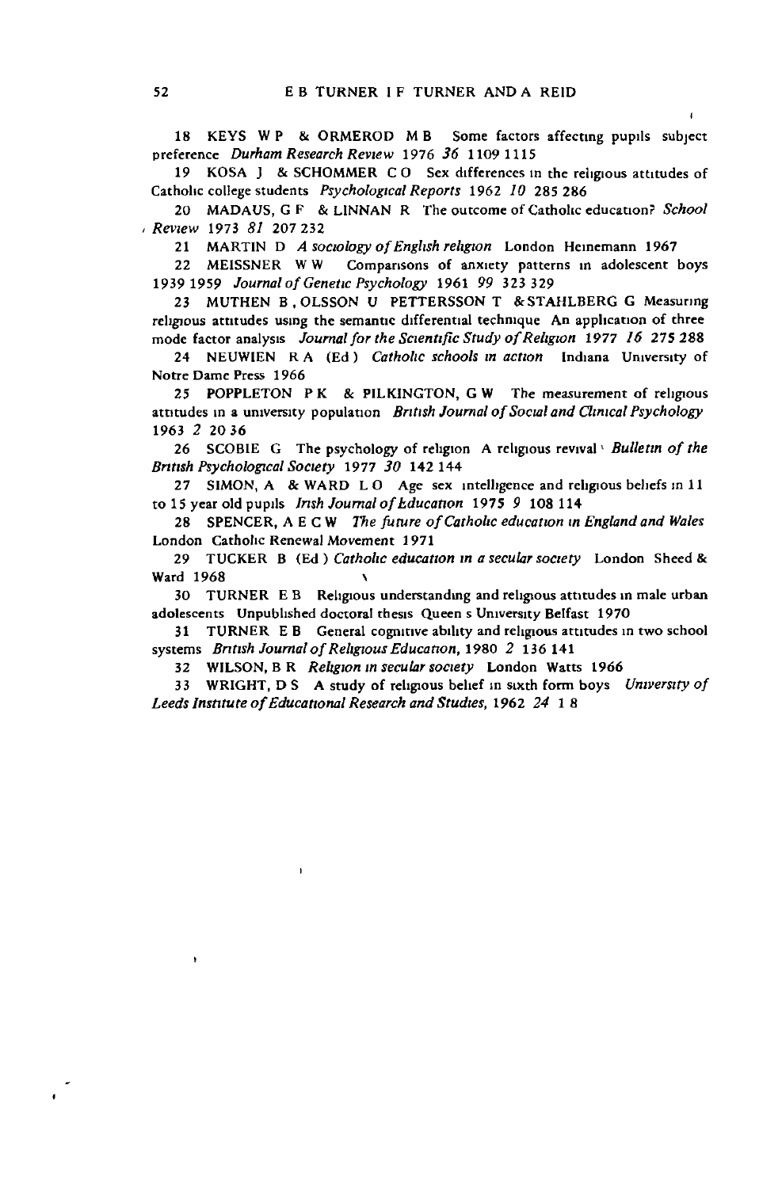18 KEYS W P & ORMEROD M B Some factors affecting pupils subject preference *Durham Research Review* 1976 *36* 1109 1115

19 KOSA J & SCHOMMER C O Sex differences in the religious attitudes of Catholic college students *Psychological Reports* 1962 *10* 285 286

20 MADAUS, G F & LINNAN R The outcome of Catholic education? *School Review* 1973 *81* 207 232

21 MARTIN D *A sociology of English religion* London Heinemann 1967

22 MEISSNER W W Comparisons of anxiety patterns in adolescent boys 1939 1959 *Journal of Genetic Psychology* 1961 *99* 323 329

23 MUTHEN B, OLSSON U PETTERSSON T & STAHLBERG G Measuring religious attitudes using the semantic differential technique An application of three mode factor analysis *Journal for the Scientific Study of Religion* 1977 *16* 275 288

24 NEUWIEN R A (Ed) *Catholic schools in action* Indiana University of Notre Dame Press 1966

25 POPPLETON P K & PILKINGTON, G W The measurement of religious attitudes in a university population *British Journal of Social and Clinical Psychology* 1963 *2* 20 36

26 SCOBIE G The psychology of religion A religious revival? *Bulletin of the British Psychological Society* 1977 *30* 142 144

27 SIMON, A & WARD L O Age sex intelligence and religious beliefs in 11 to 15 year old pupils *Irish Journal of Education* 1975 *9* 108 114

28 SPENCER, A E C W *The future of Catholic education in England and Wales* London Catholic Renewal Movement 1971

29 TUCKER B (Ed) *Catholic education in a secular society* London Sheed & Ward 1968

30 TURNER E B Religious understanding and religious attitudes in male urban adolescents Unpublished doctoral thesis Queen s University Belfast 1970

31 TURNER E B General cognitive ability and religious attitudes in two school systems *British Journal of Religious Education,* 1980 *2* 136 141

32 WILSON, B R *Religion in secular society* London Watts 1966

33 WRIGHT, D S A study of religious belief in sixth form boys *University of Leeds Institute of Educational Research and Studies,* 1962 *24* 1 8